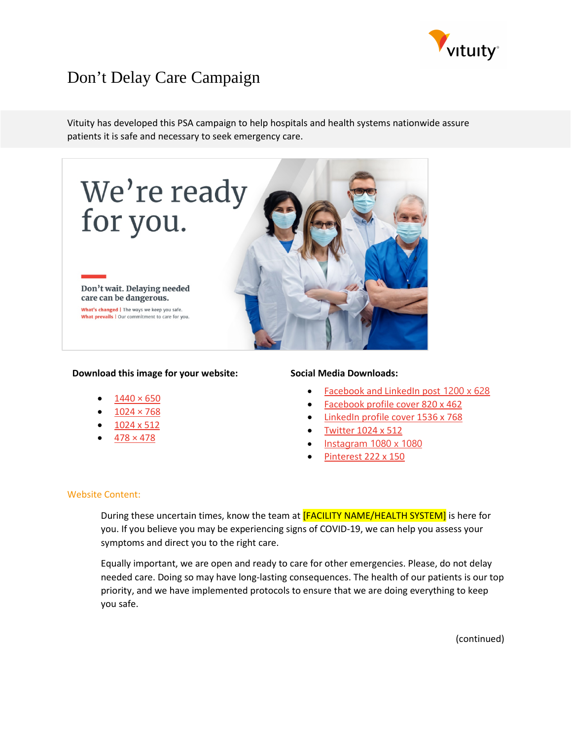# Don't Delay Care Campaign

Vituity has developed this PSA campaign to help hospitals and health systems nationwide assure patients it is safe and necessary to seek emergency care.

We're ready for you.

Don't wait. Delaying needed care can be dangerous.

What's changed | The ways we keep you safe.
What prevails | Our commitment to care for you.

**Download this image for your website:**

- 1440 × 650
- 1024 × 768
- 1024 x 512
- 478 × 478

**Social Media Downloads:**

- Facebook and LinkedIn post 1200 x 628
- Facebook profile cover 820 x 462
- LinkedIn profile cover 1536 x 768
- Twitter 1024 x 512
- Instagram 1080 x 1080
- Pinterest 222 x 150

Website Content:

During these uncertain times, know the team at [FACILITY NAME/HEALTH SYSTEM] is here for you. If you believe you may be experiencing signs of COVID-19, we can help you assess your symptoms and direct you to the right care.

Equally important, we are open and ready to care for other emergencies. Please, do not delay needed care. Doing so may have long-lasting consequences. The health of our patients is our top priority, and we have implemented protocols to ensure that we are doing everything to keep you safe.

(continued)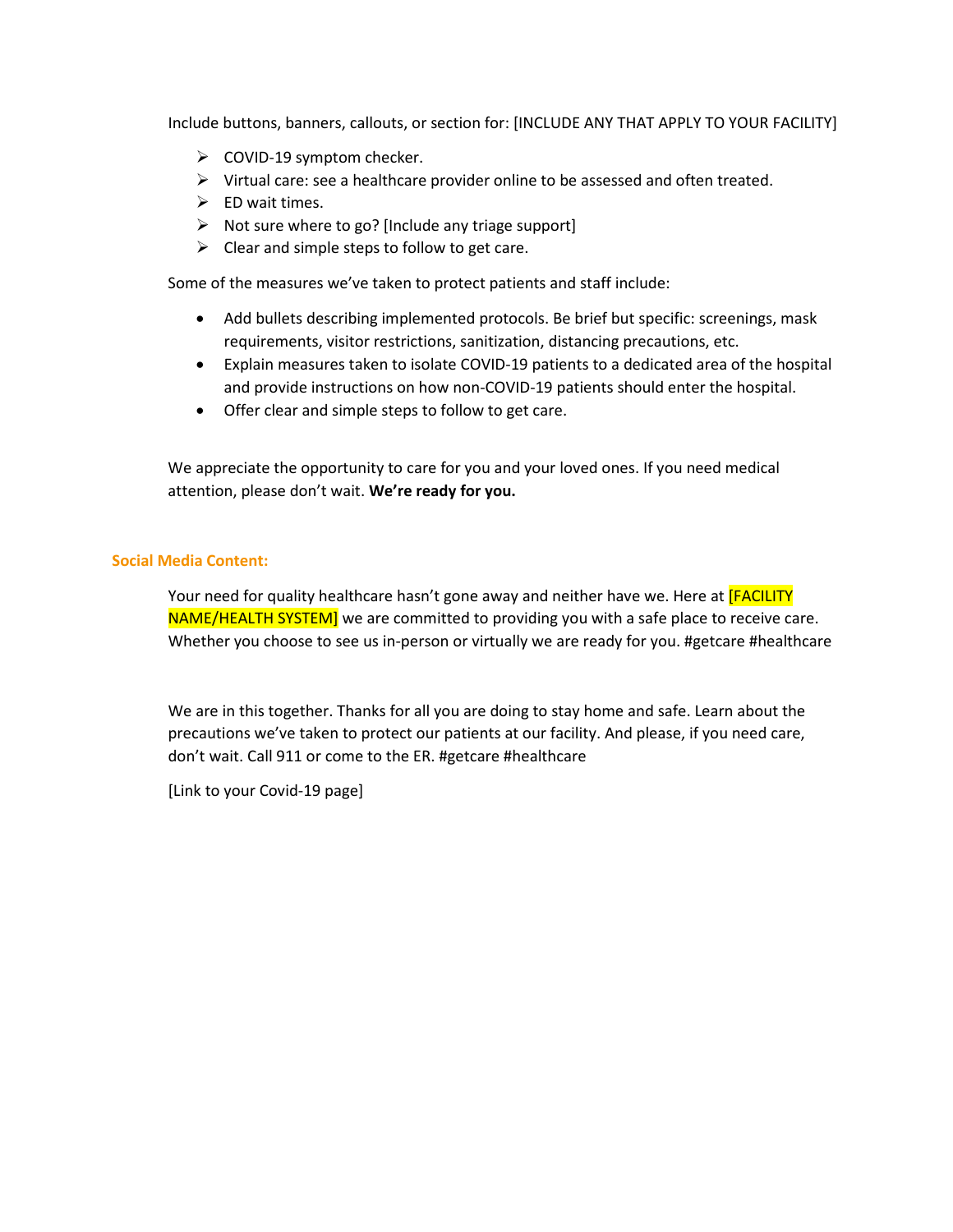Include buttons, banners, callouts, or section for: [INCLUDE ANY THAT APPLY TO YOUR FACILITY]

- COVID-19 symptom checker.
- Virtual care: see a healthcare provider online to be assessed and often treated.
- ED wait times.
- Not sure where to go? [Include any triage support]
- Clear and simple steps to follow to get care.

Some of the measures we've taken to protect patients and staff include:

- Add bullets describing implemented protocols. Be brief but specific: screenings, mask requirements, visitor restrictions, sanitization, distancing precautions, etc.
- Explain measures taken to isolate COVID-19 patients to a dedicated area of the hospital and provide instructions on how non-COVID-19 patients should enter the hospital.
- Offer clear and simple steps to follow to get care.

We appreciate the opportunity to care for you and your loved ones. If you need medical attention, please don't wait. **We're ready for you.**

**Social Media Content:**

Your need for quality healthcare hasn't gone away and neither have we. Here at [FACILITY NAME/HEALTH SYSTEM] we are committed to providing you with a safe place to receive care. Whether you choose to see us in-person or virtually we are ready for you. #getcare #healthcare

We are in this together. Thanks for all you are doing to stay home and safe. Learn about the precautions we've taken to protect our patients at our facility. And please, if you need care, don't wait. Call 911 or come to the ER. #getcare #healthcare

[Link to your Covid-19 page]